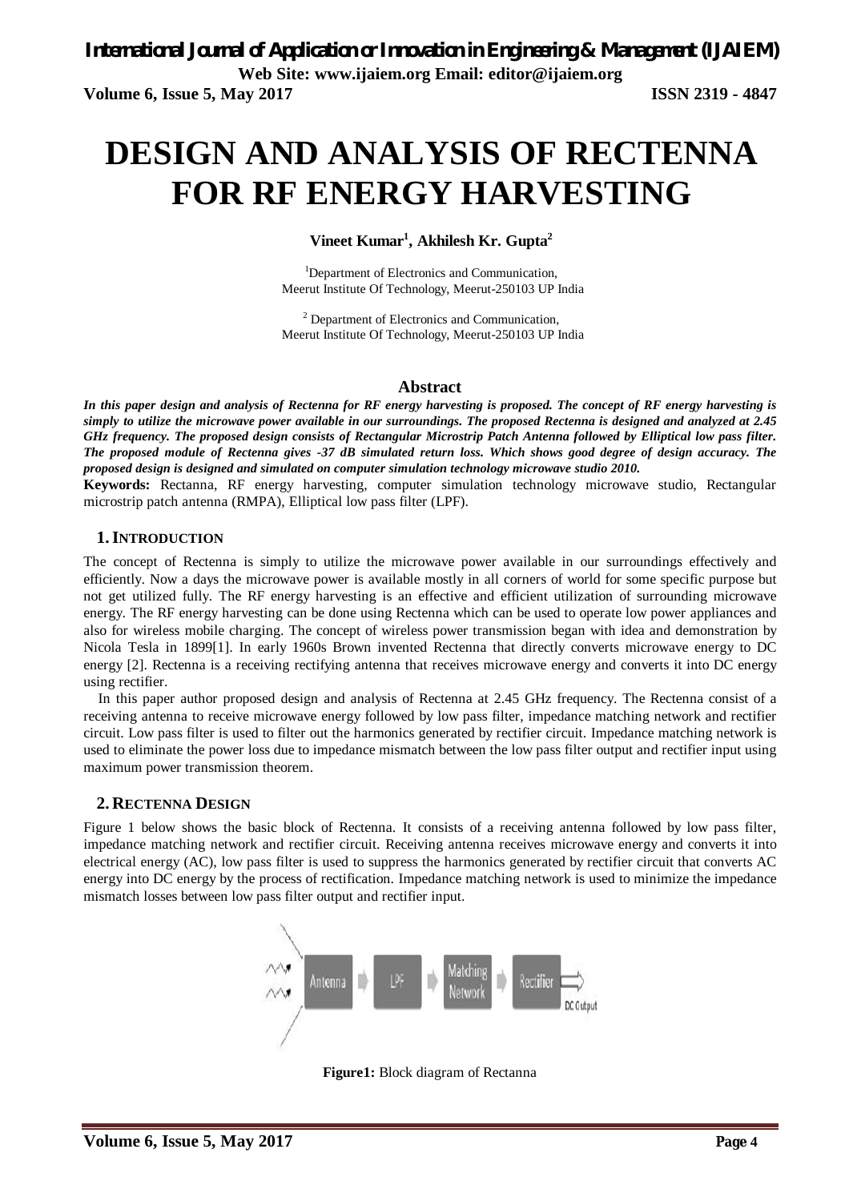# DESIGN AND ANALYSIS OF RECTENNA FOR RF ENERGY HARVESTING

**Vineet Kumar[1], Akhilesh Kr. Gupta[2]**

[1]Department of Electronics and Communication, Meerut Institute Of Technology, Meerut-250103 UP India

[2] Department of Electronics and Communication, Meerut Institute Of Technology, Meerut-250103 UP India

## Abstract

***In this paper design and analysis of Rectenna for RF energy harvesting is proposed. The concept of RF energy harvesting is simply to utilize the microwave power available in our surroundings. The proposed Rectenna is designed and analyzed at 2.45 GHz frequency. The proposed design consists of Rectangular Microstrip Patch Antenna followed by Elliptical low pass filter. The proposed module of Rectenna gives -37 dB simulated return loss. Which shows good degree of design accuracy. The proposed design is designed and simulated on computer simulation technology microwave studio 2010.***

**Keywords:** Rectanna, RF energy harvesting, computer simulation technology microwave studio, Rectangular microstrip patch antenna (RMPA), Elliptical low pass filter (LPF).

## 1. INTRODUCTION

The concept of Rectenna is simply to utilize the microwave power available in our surroundings effectively and efficiently. Now a days the microwave power is available mostly in all corners of world for some specific purpose but not get utilized fully. The RF energy harvesting is an effective and efficient utilization of surrounding microwave energy. The RF energy harvesting can be done using Rectenna which can be used to operate low power appliances and also for wireless mobile charging. The concept of wireless power transmission began with idea and demonstration by Nicola Tesla in 1899[1]. In early 1960s Brown invented Rectenna that directly converts microwave energy to DC energy [2]. Rectenna is a receiving rectifying antenna that receives microwave energy and converts it into DC energy using rectifier.

In this paper author proposed design and analysis of Rectenna at 2.45 GHz frequency. The Rectenna consist of a receiving antenna to receive microwave energy followed by low pass filter, impedance matching network and rectifier circuit. Low pass filter is used to filter out the harmonics generated by rectifier circuit. Impedance matching network is used to eliminate the power loss due to impedance mismatch between the low pass filter output and rectifier input using maximum power transmission theorem.

## 2. RECTENNA DESIGN

Figure 1 below shows the basic block of Rectenna. It consists of a receiving antenna followed by low pass filter, impedance matching network and rectifier circuit. Receiving antenna receives microwave energy and converts it into electrical energy (AC), low pass filter is used to suppress the harmonics generated by rectifier circuit that converts AC energy into DC energy by the process of rectification. Impedance matching network is used to minimize the impedance mismatch losses between low pass filter output and rectifier input.

Antenna → LPF → Matching Network → Rectifier → DC Output

**Figure1:** Block diagram of Rectanna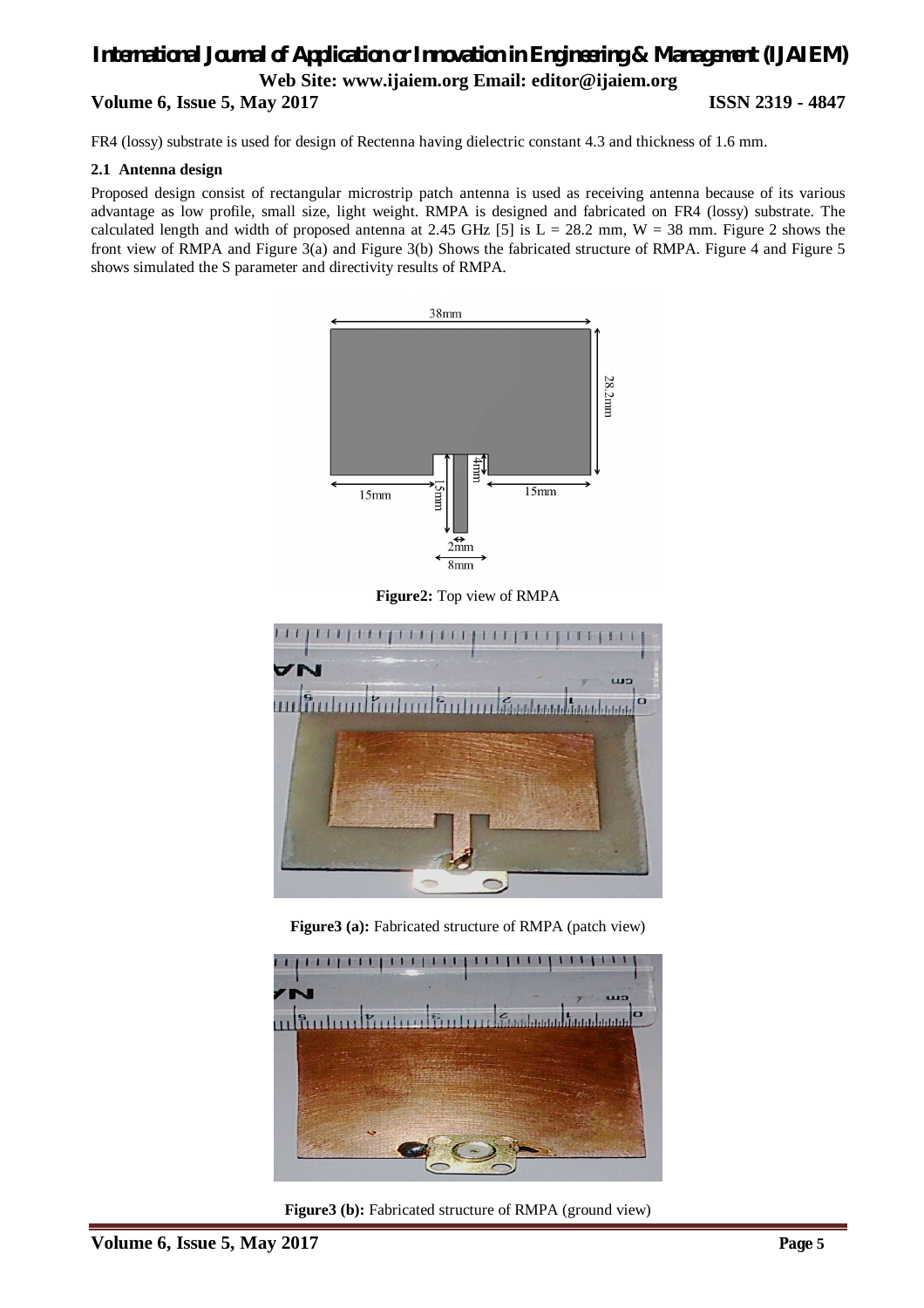FR4 (lossy) substrate is used for design of Rectenna having dielectric constant 4.3 and thickness of 1.6 mm.

### 2.1 Antenna design

Proposed design consist of rectangular microstrip patch antenna is used as receiving antenna because of its various advantage as low profile, small size, light weight. RMPA is designed and fabricated on FR4 (lossy) substrate. The calculated length and width of proposed antenna at 2.45 GHz [5] is L = 28.2 mm, W = 38 mm. Figure 2 shows the front view of RMPA and Figure 3(a) and Figure 3(b) Shows the fabricated structure of RMPA. Figure 4 and Figure 5 shows simulated the S parameter and directivity results of RMPA.

**Figure2:** Top view of RMPA

**Figure3 (a):** Fabricated structure of RMPA (patch view)

**Figure3 (b):** Fabricated structure of RMPA (ground view)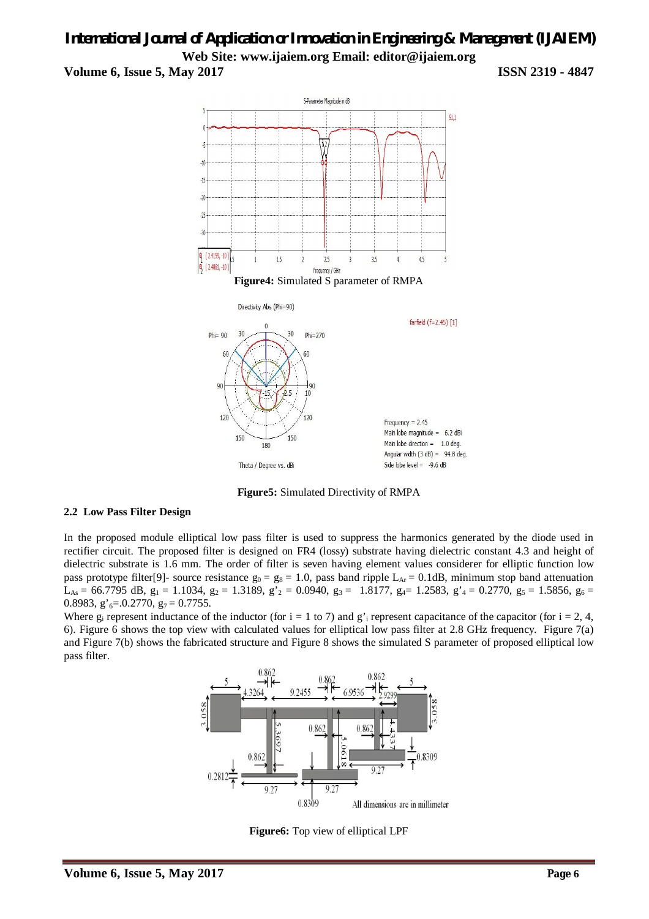Figure4: Simulated S parameter of RMPA

Figure5: Simulated Directivity of RMPA

### 2.2 Low Pass Filter Design

In the proposed module elliptical low pass filter is used to suppress the harmonics generated by the diode used in rectifier circuit. The proposed filter is designed on FR4 (lossy) substrate having dielectric constant 4.3 and height of dielectric substrate is 1.6 mm. The order of filter is seven having element values considerer for elliptic function low pass prototype filter[9]- source resistance $g_0 = g_8 = 1.0$, pass band ripple $L_{Ar} = 0.1$dB, minimum stop band attenuation $L_{As} = 66.7795$ dB, $g_1 = 1.1034$, $g_2 = 1.3189$, $g'_2 = 0.0940$, $g_3 = 1.8177$, $g_4 = 1.2583$, $g'_4 = 0.2770$, $g_5 = 1.5856$, $g_6 = 0.8983$, $g'_6 = .0.2770$, $g_7 = 0.7755$.

Where $g_i$ represent inductance of the inductor (for i = 1 to 7) and $g'_i$ represent capacitance of the capacitor (for i = 2, 4, 6). Figure 6 shows the top view with calculated values for elliptical low pass filter at 2.8 GHz frequency. Figure 7(a) and Figure 7(b) shows the fabricated structure and Figure 8 shows the simulated S parameter of proposed elliptical low pass filter.

Figure6: Top view of elliptical LPF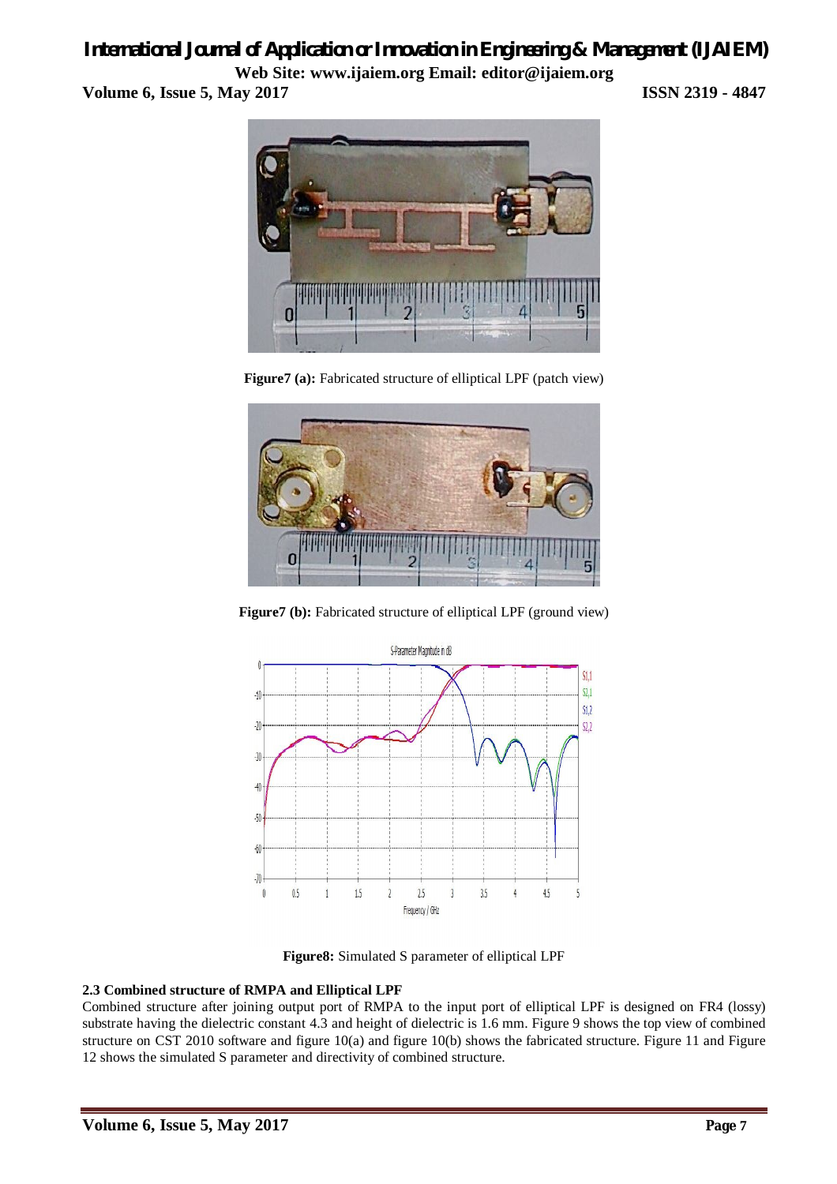**Figure7 (a):** Fabricated structure of elliptical LPF (patch view)

**Figure7 (b):** Fabricated structure of elliptical LPF (ground view)

**Figure8:** Simulated S parameter of elliptical LPF

### 2.3 Combined structure of RMPA and Elliptical LPF

Combined structure after joining output port of RMPA to the input port of elliptical LPF is designed on FR4 (lossy) substrate having the dielectric constant 4.3 and height of dielectric is 1.6 mm. Figure 9 shows the top view of combined structure on CST 2010 software and figure 10(a) and figure 10(b) shows the fabricated structure. Figure 11 and Figure 12 shows the simulated S parameter and directivity of combined structure.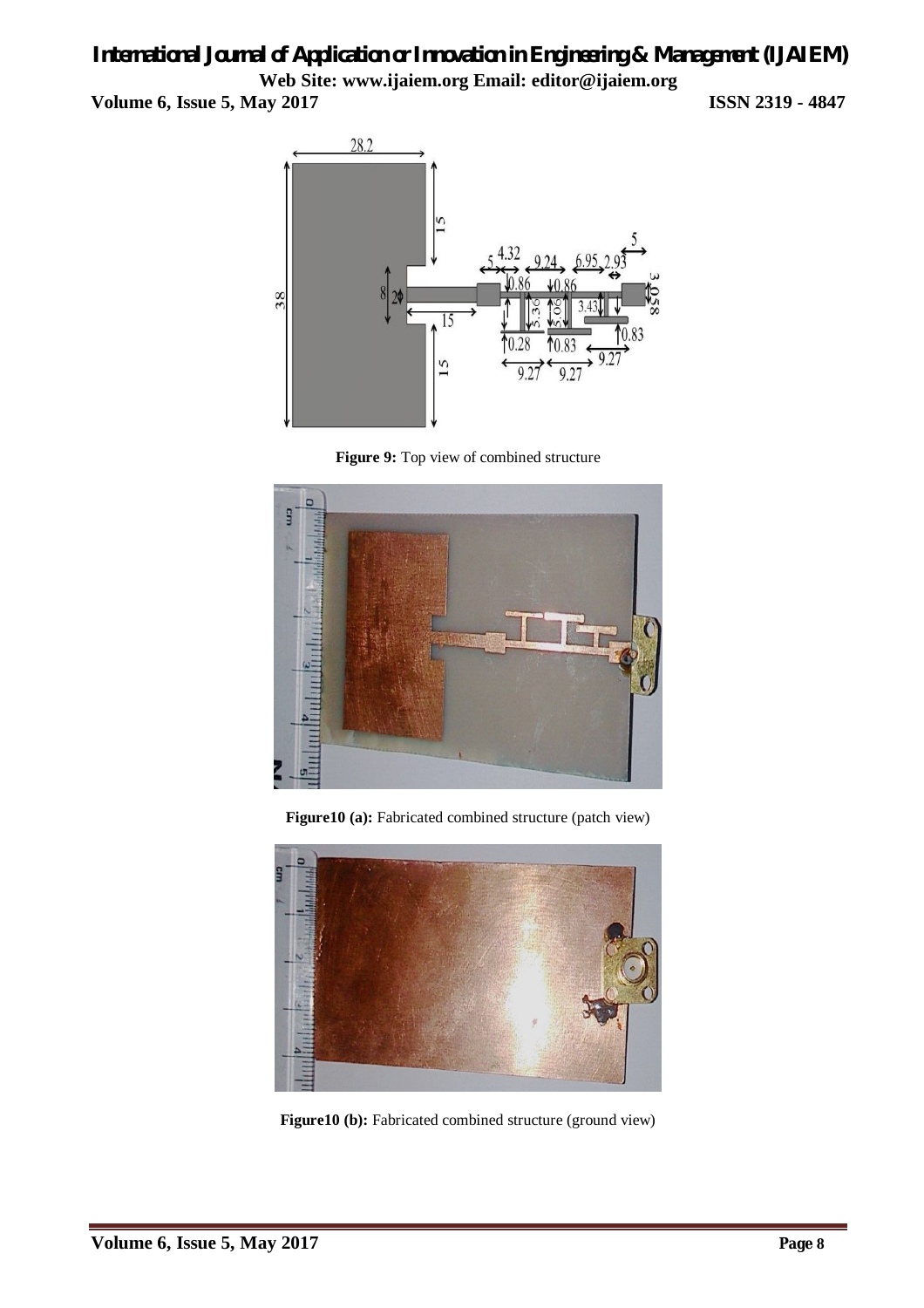**Figure 9:** Top view of combined structure

**Figure10 (a):** Fabricated combined structure (patch view)

**Figure10 (b):** Fabricated combined structure (ground view)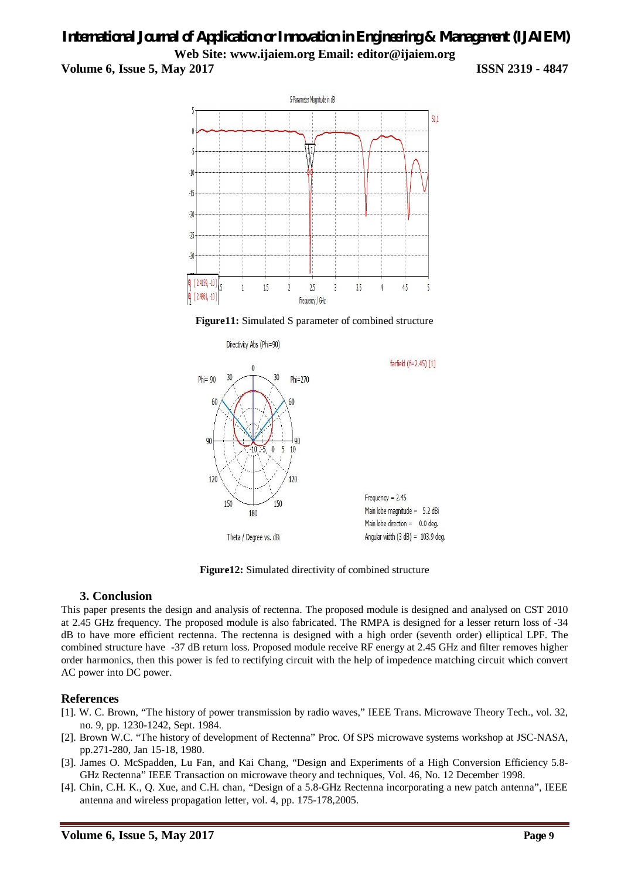Figure11: Simulated S parameter of combined structure

Figure12: Simulated directivity of combined structure

### 3. Conclusion

This paper presents the design and analysis of rectenna. The proposed module is designed and analysed on CST 2010 at 2.45 GHz frequency. The proposed module is also fabricated. The RMPA is designed for a lesser return loss of -34 dB to have more efficient rectenna. The rectenna is designed with a high order (seventh order) elliptical LPF. The combined structure have -37 dB return loss. Proposed module receive RF energy at 2.45 GHz and filter removes higher order harmonics, then this power is fed to rectifying circuit with the help of impedence matching circuit which convert AC power into DC power.

## References

[1]. W. C. Brown, "The history of power transmission by radio waves," IEEE Trans. Microwave Theory Tech., vol. 32, no. 9, pp. 1230-1242, Sept. 1984.

[2]. Brown W.C. "The history of development of Rectenna" Proc. Of SPS microwave systems workshop at JSC-NASA, pp.271-280, Jan 15-18, 1980.

[3]. James O. McSpadden, Lu Fan, and Kai Chang, "Design and Experiments of a High Conversion Efficiency 5.8-GHz Rectenna" IEEE Transaction on microwave theory and techniques, Vol. 46, No. 12 December 1998.

[4]. Chin, C.H. K., Q. Xue, and C.H. chan, "Design of a 5.8-GHz Rectenna incorporating a new patch antenna", IEEE antenna and wireless propagation letter, vol. 4, pp. 175-178,2005.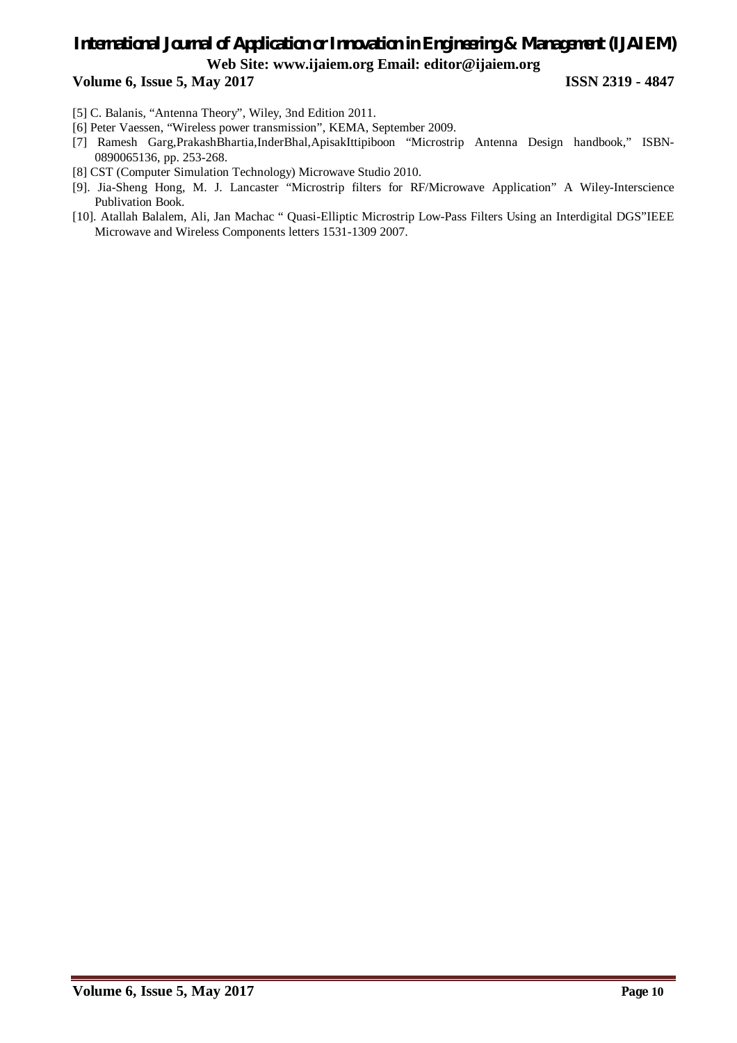[5] C. Balanis, “Antenna Theory”, Wiley, 3nd Edition 2011.

[6] Peter Vaessen, “Wireless power transmission”, KEMA, September 2009.

[7] Ramesh Garg,PrakashBhartia,InderBhal,ApisakIttipiboon “Microstrip Antenna Design handbook,” ISBN-0890065136, pp. 253-268.

[8] CST (Computer Simulation Technology) Microwave Studio 2010.

[9]. Jia-Sheng Hong, M. J. Lancaster “Microstrip filters for RF/Microwave Application” A Wiley-Interscience Publivation Book.

[10]. Atallah Balalem, Ali, Jan Machac “ Quasi-Elliptic Microstrip Low-Pass Filters Using an Interdigital DGS”IEEE Microwave and Wireless Components letters 1531-1309 2007.